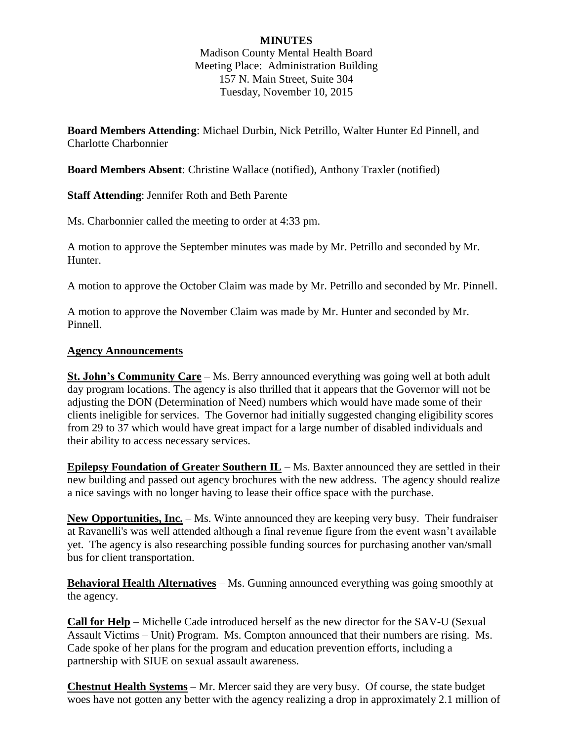**MINUTES**

Madison County Mental Health Board
Meeting Place: Administration Building
157 N. Main Street, Suite 304
Tuesday, November 10, 2015

**Board Members Attending**: Michael Durbin, Nick Petrillo, Walter Hunter Ed Pinnell, and Charlotte Charbonnier

**Board Members Absent**: Christine Wallace (notified), Anthony Traxler (notified)

**Staff Attending**: Jennifer Roth and Beth Parente

Ms. Charbonnier called the meeting to order at 4:33 pm.

A motion to approve the September minutes was made by Mr. Petrillo and seconded by Mr. Hunter.

A motion to approve the October Claim was made by Mr. Petrillo and seconded by Mr. Pinnell.

A motion to approve the November Claim was made by Mr. Hunter and seconded by Mr. Pinnell.

**Agency Announcements**

**St. John's Community Care** – Ms. Berry announced everything was going well at both adult day program locations. The agency is also thrilled that it appears that the Governor will not be adjusting the DON (Determination of Need) numbers which would have made some of their clients ineligible for services. The Governor had initially suggested changing eligibility scores from 29 to 37 which would have great impact for a large number of disabled individuals and their ability to access necessary services.

**Epilepsy Foundation of Greater Southern IL** – Ms. Baxter announced they are settled in their new building and passed out agency brochures with the new address. The agency should realize a nice savings with no longer having to lease their office space with the purchase.

**New Opportunities, Inc.** – Ms. Winte announced they are keeping very busy. Their fundraiser at Ravanelli's was well attended although a final revenue figure from the event wasn't available yet. The agency is also researching possible funding sources for purchasing another van/small bus for client transportation.

**Behavioral Health Alternatives** – Ms. Gunning announced everything was going smoothly at the agency.

**Call for Help** – Michelle Cade introduced herself as the new director for the SAV-U (Sexual Assault Victims – Unit) Program. Ms. Compton announced that their numbers are rising. Ms. Cade spoke of her plans for the program and education prevention efforts, including a partnership with SIUE on sexual assault awareness.

**Chestnut Health Systems** – Mr. Mercer said they are very busy. Of course, the state budget woes have not gotten any better with the agency realizing a drop in approximately 2.1 million of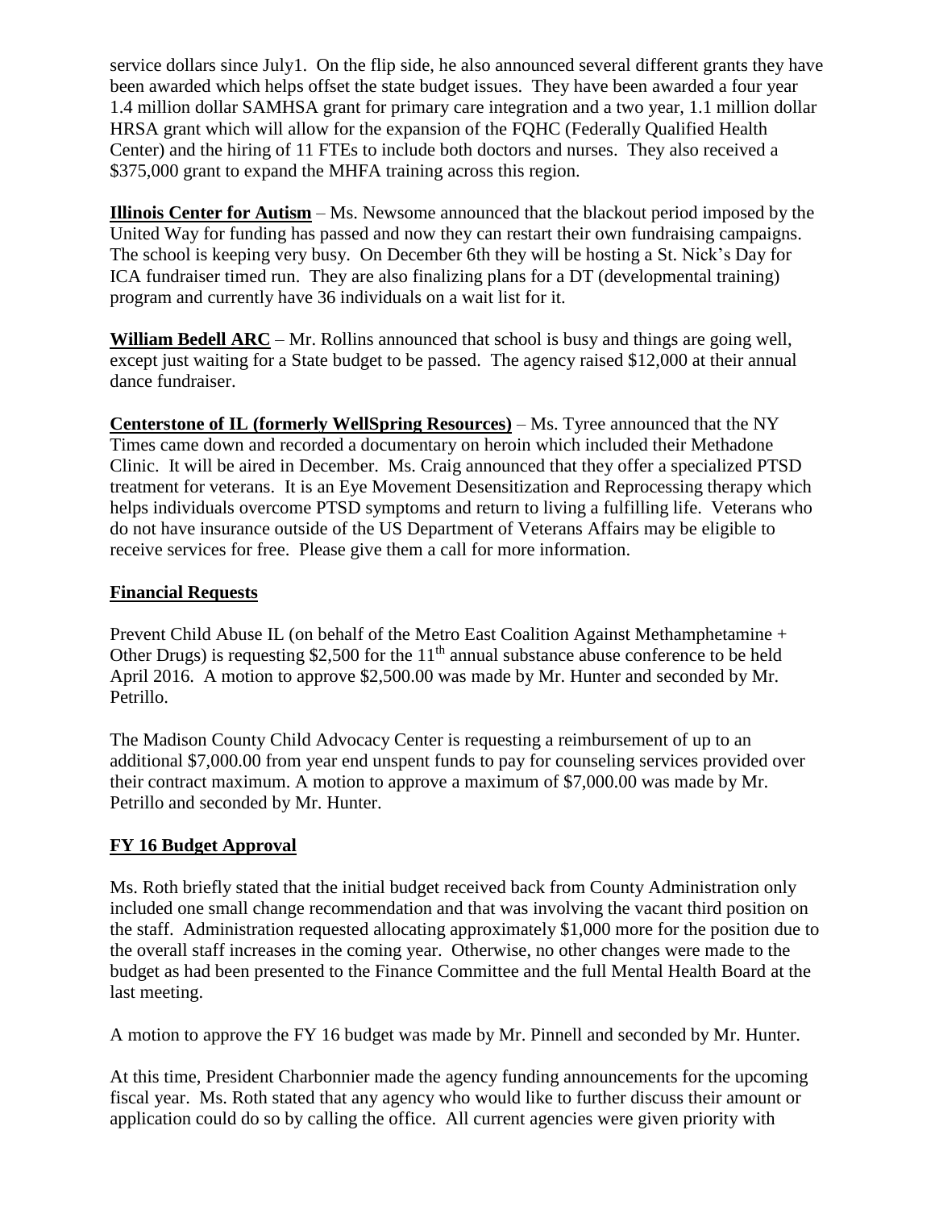service dollars since July1. On the flip side, he also announced several different grants they have been awarded which helps offset the state budget issues. They have been awarded a four year 1.4 million dollar SAMHSA grant for primary care integration and a two year, 1.1 million dollar HRSA grant which will allow for the expansion of the FQHC (Federally Qualified Health Center) and the hiring of 11 FTEs to include both doctors and nurses. They also received a $375,000 grant to expand the MHFA training across this region.

**Illinois Center for Autism** – Ms. Newsome announced that the blackout period imposed by the United Way for funding has passed and now they can restart their own fundraising campaigns. The school is keeping very busy. On December 6th they will be hosting a St. Nick's Day for ICA fundraiser timed run. They are also finalizing plans for a DT (developmental training) program and currently have 36 individuals on a wait list for it.

**William Bedell ARC** – Mr. Rollins announced that school is busy and things are going well, except just waiting for a State budget to be passed. The agency raised $12,000 at their annual dance fundraiser.

**Centerstone of IL (formerly WellSpring Resources)** – Ms. Tyree announced that the NY Times came down and recorded a documentary on heroin which included their Methadone Clinic. It will be aired in December. Ms. Craig announced that they offer a specialized PTSD treatment for veterans. It is an Eye Movement Desensitization and Reprocessing therapy which helps individuals overcome PTSD symptoms and return to living a fulfilling life. Veterans who do not have insurance outside of the US Department of Veterans Affairs may be eligible to receive services for free. Please give them a call for more information.

## Financial Requests

Prevent Child Abuse IL (on behalf of the Metro East Coalition Against Methamphetamine + Other Drugs) is requesting $2,500 for the 11th annual substance abuse conference to be held April 2016. A motion to approve $2,500.00 was made by Mr. Hunter and seconded by Mr. Petrillo.

The Madison County Child Advocacy Center is requesting a reimbursement of up to an additional $7,000.00 from year end unspent funds to pay for counseling services provided over their contract maximum. A motion to approve a maximum of $7,000.00 was made by Mr. Petrillo and seconded by Mr. Hunter.

## FY 16 Budget Approval

Ms. Roth briefly stated that the initial budget received back from County Administration only included one small change recommendation and that was involving the vacant third position on the staff. Administration requested allocating approximately $1,000 more for the position due to the overall staff increases in the coming year. Otherwise, no other changes were made to the budget as had been presented to the Finance Committee and the full Mental Health Board at the last meeting.

A motion to approve the FY 16 budget was made by Mr. Pinnell and seconded by Mr. Hunter.

At this time, President Charbonnier made the agency funding announcements for the upcoming fiscal year. Ms. Roth stated that any agency who would like to further discuss their amount or application could do so by calling the office. All current agencies were given priority with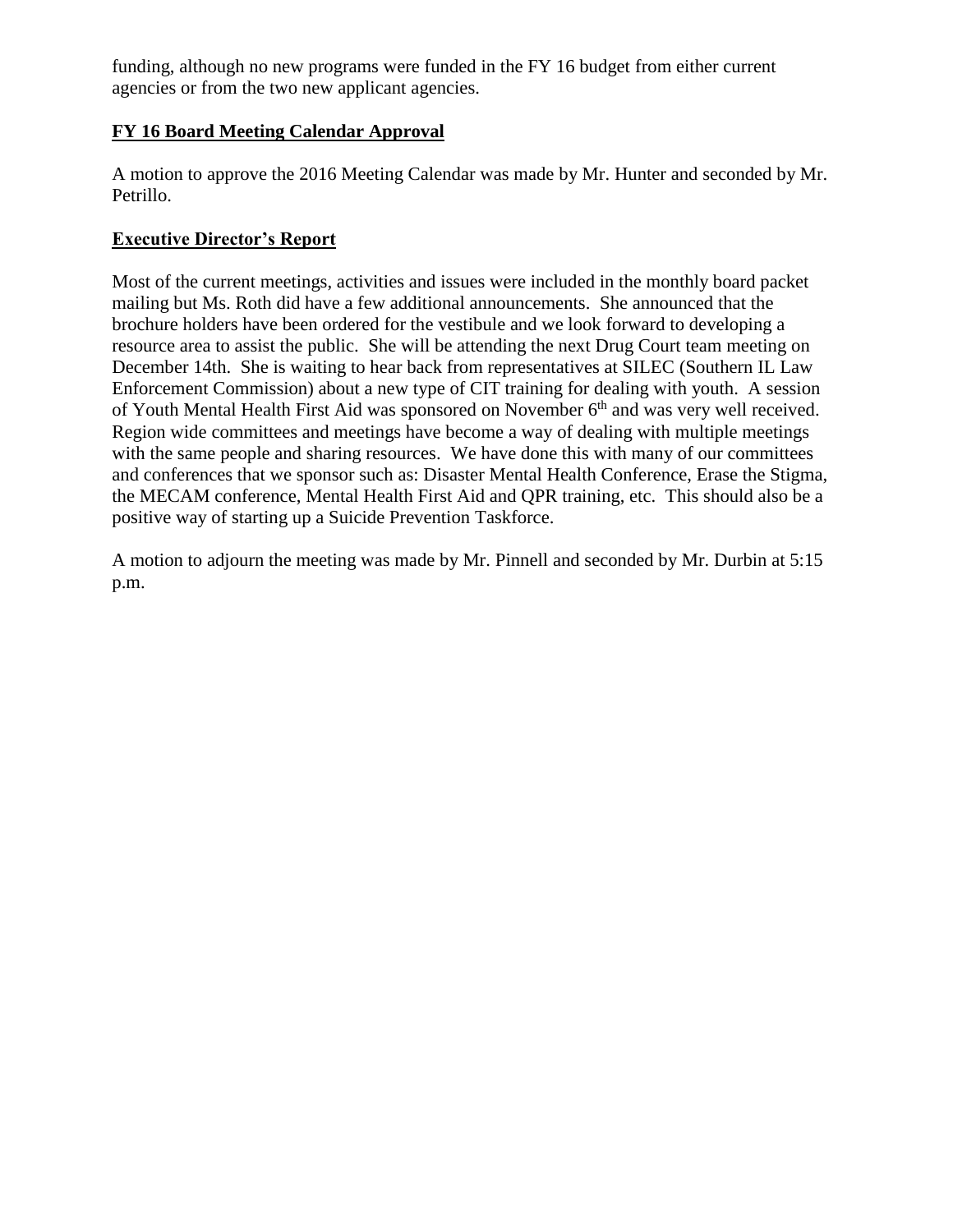funding, although no new programs were funded in the FY 16 budget from either current agencies or from the two new applicant agencies.

## FY 16 Board Meeting Calendar Approval

A motion to approve the 2016 Meeting Calendar was made by Mr. Hunter and seconded by Mr. Petrillo.

## Executive Director's Report

Most of the current meetings, activities and issues were included in the monthly board packet mailing but Ms. Roth did have a few additional announcements. She announced that the brochure holders have been ordered for the vestibule and we look forward to developing a resource area to assist the public. She will be attending the next Drug Court team meeting on December 14th. She is waiting to hear back from representatives at SILEC (Southern IL Law Enforcement Commission) about a new type of CIT training for dealing with youth. A session of Youth Mental Health First Aid was sponsored on November 6th and was very well received. Region wide committees and meetings have become a way of dealing with multiple meetings with the same people and sharing resources. We have done this with many of our committees and conferences that we sponsor such as: Disaster Mental Health Conference, Erase the Stigma, the MECAM conference, Mental Health First Aid and QPR training, etc. This should also be a positive way of starting up a Suicide Prevention Taskforce.

A motion to adjourn the meeting was made by Mr. Pinnell and seconded by Mr. Durbin at 5:15 p.m.